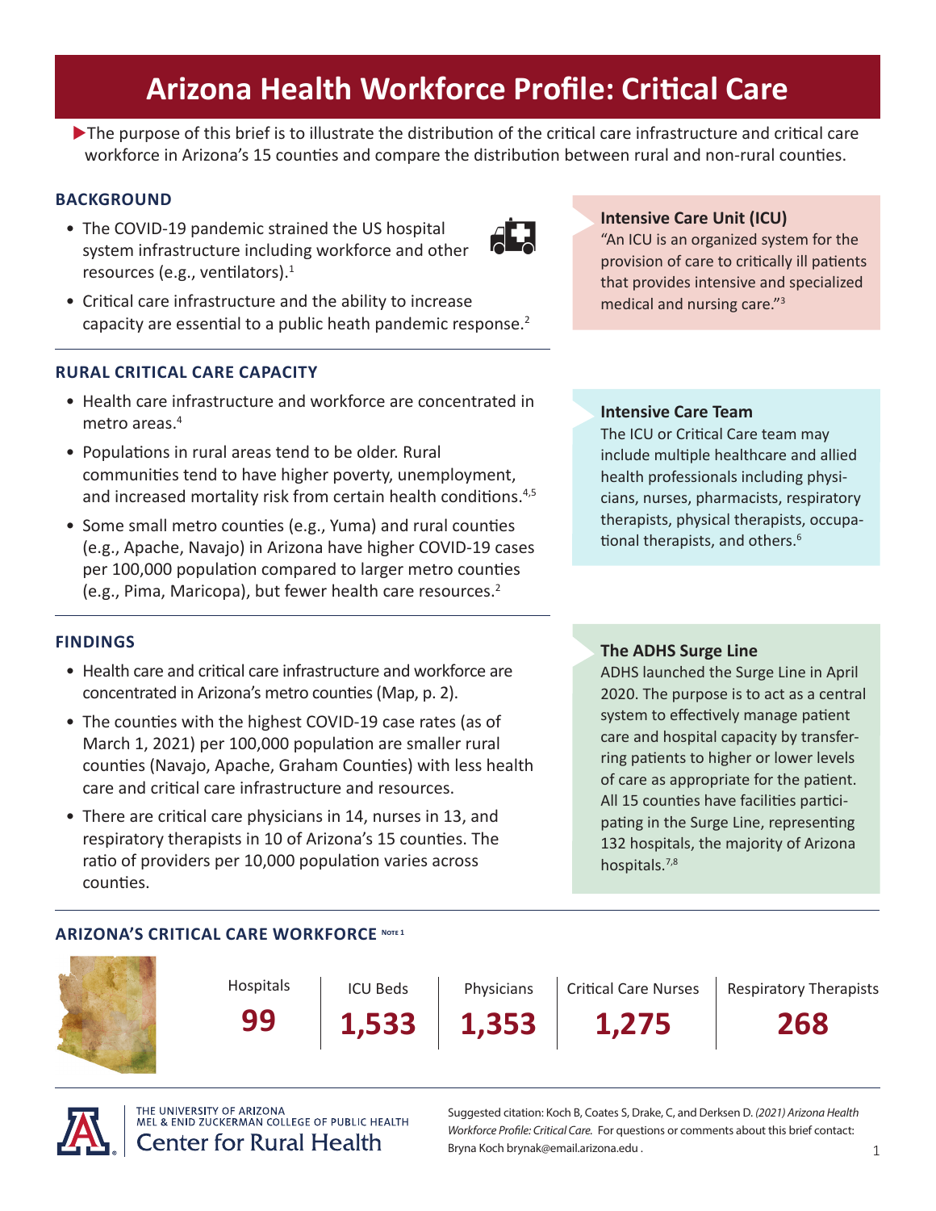# Arizona Health Workforce Profile: Critical Care

▶The purpose of this brief is to illustrate the distribution of the critical care infrastructure and critical care workforce in Arizona's 15 counties and compare the distribution between rural and non-rural counties.

## BACKGROUND

- The COVID-19 pandemic strained the US hospital system infrastructure including workforce and other resources (e.g., ventilators).[1]
- Critical care infrastructure and the ability to increase capacity are essential to a public heath pandemic response.[2]

## RURAL CRITICAL CARE CAPACITY

- Health care infrastructure and workforce are concentrated in metro areas.[4]
- Populations in rural areas tend to be older. Rural communities tend to have higher poverty, unemployment, and increased mortality risk from certain health conditions.[4,5]
- Some small metro counties (e.g., Yuma) and rural counties (e.g., Apache, Navajo) in Arizona have higher COVID-19 cases per 100,000 population compared to larger metro counties (e.g., Pima, Maricopa), but fewer health care resources.[2]

## FINDINGS

- Health care and critical care infrastructure and workforce are concentrated in Arizona's metro counties (Map, p. 2).
- The counties with the highest COVID-19 case rates (as of March 1, 2021) per 100,000 population are smaller rural counties (Navajo, Apache, Graham Counties) with less health care and critical care infrastructure and resources.
- There are critical care physicians in 14, nurses in 13, and respiratory therapists in 10 of Arizona's 15 counties. The ratio of providers per 10,000 population varies across counties.

### Intensive Care Unit (ICU)

"An ICU is an organized system for the provision of care to critically ill patients that provides intensive and specialized medical and nursing care."[3]

### Intensive Care Team

The ICU or Critical Care team may include multiple healthcare and allied health professionals including physicians, nurses, pharmacists, respiratory therapists, physical therapists, occupational therapists, and others.[6]

### The ADHS Surge Line

ADHS launched the Surge Line in April 2020. The purpose is to act as a central system to effectively manage patient care and hospital capacity by transferring patients to higher or lower levels of care as appropriate for the patient. All 15 counties have facilities participating in the Surge Line, representing 132 hospitals, the majority of Arizona hospitals.[7,8]

## ARIZONA'S CRITICAL CARE WORKFORCE [NOTE 1]

| Hospitals | ICU Beds | Physicians | Critical Care Nurses | Respiratory Therapists |
|---|---|---|---|---|
| **99** | **1,533** | **1,353** | **1,275** | **268** |

THE UNIVERSITY OF ARIZONA
MEL & ENID ZUCKERMAN COLLEGE OF PUBLIC HEALTH
Center for Rural Health

Suggested citation: Koch B, Coates S, Drake, C, and Derksen D. *(2021) Arizona Health Workforce Profile: Critical Care.* For questions or comments about this brief contact: Bryna Koch brynak@email.arizona.edu .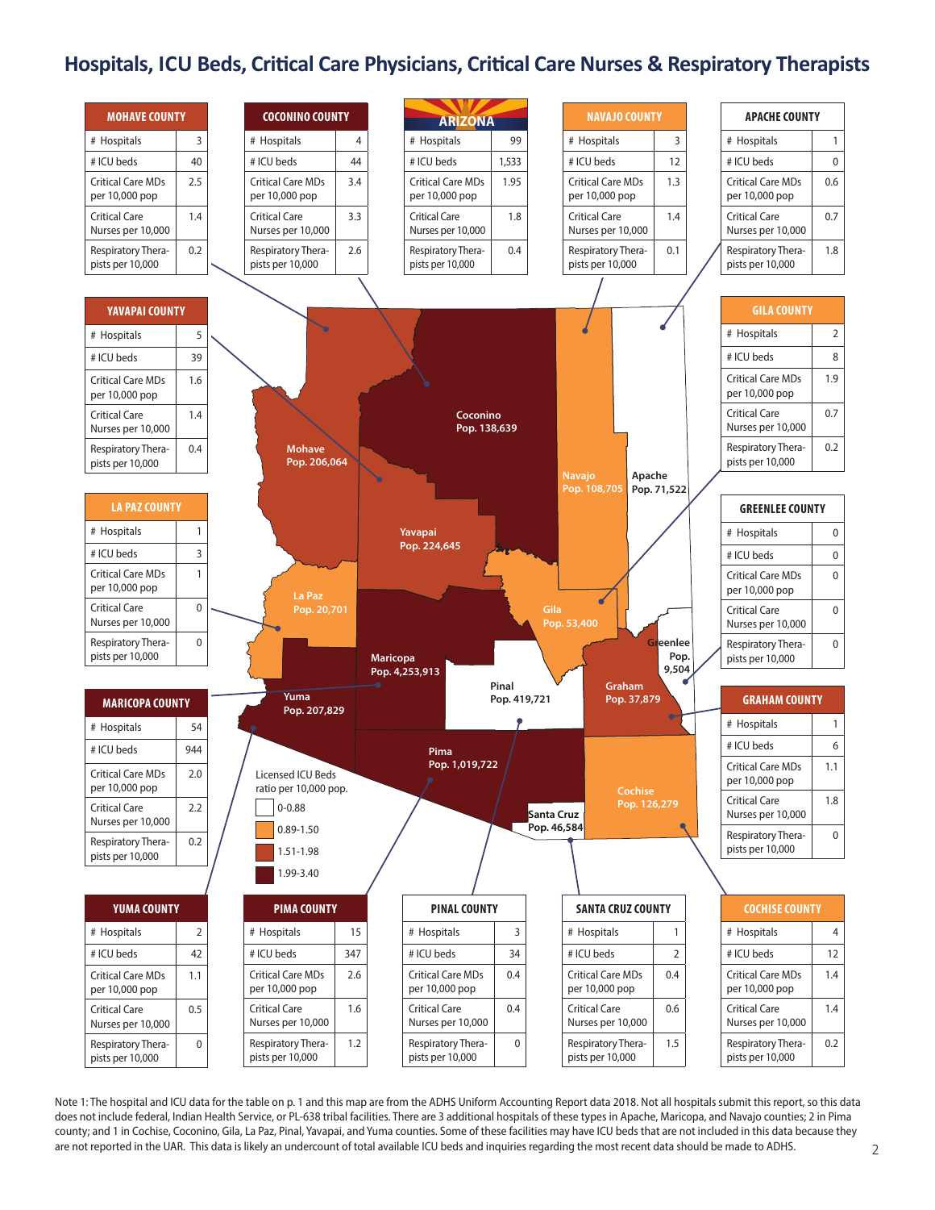# Hospitals, ICU Beds, Critical Care Physicians, Critical Care Nurses & Respiratory Therapists

| MOHAVE COUNTY | |
|---|---|
| # Hospitals | 3 |
| # ICU beds | 40 |
| Critical Care MDs per 10,000 pop | 2.5 |
| Critical Care Nurses per 10,000 | 1.4 |
| Respiratory Therapists per 10,000 | 0.2 |

| COCONINO COUNTY | |
|---|---|
| # Hospitals | 4 |
| # ICU beds | 44 |
| Critical Care MDs per 10,000 pop | 3.4 |
| Critical Care Nurses per 10,000 | 3.3 |
| Respiratory Therapists per 10,000 | 2.6 |

| ARIZONA | |
|---|---|
| # Hospitals | 99 |
| # ICU beds | 1,533 |
| Critical Care MDs per 10,000 pop | 1.95 |
| Critical Care Nurses per 10,000 | 1.8 |
| Respiratory Therapists per 10,000 | 0.4 |

| NAVAJO COUNTY | |
|---|---|
| # Hospitals | 3 |
| # ICU beds | 12 |
| Critical Care MDs per 10,000 pop | 1.3 |
| Critical Care Nurses per 10,000 | 1.4 |
| Respiratory Therapists per 10,000 | 0.1 |

| APACHE COUNTY | |
|---|---|
| # Hospitals | 1 |
| # ICU beds | 0 |
| Critical Care MDs per 10,000 pop | 0.6 |
| Critical Care Nurses per 10,000 | 0.7 |
| Respiratory Therapists per 10,000 | 1.8 |

| YAVAPAI COUNTY | |
|---|---|
| # Hospitals | 5 |
| # ICU beds | 39 |
| Critical Care MDs per 10,000 pop | 1.6 |
| Critical Care Nurses per 10,000 | 1.4 |
| Respiratory Therapists per 10,000 | 0.4 |

| GILA COUNTY | |
|---|---|
| # Hospitals | 2 |
| # ICU beds | 8 |
| Critical Care MDs per 10,000 pop | 1.9 |
| Critical Care Nurses per 10,000 | 0.7 |
| Respiratory Therapists per 10,000 | 0.2 |

| LA PAZ COUNTY | |
|---|---|
| # Hospitals | 1 |
| # ICU beds | 3 |
| Critical Care MDs per 10,000 pop | 1 |
| Critical Care Nurses per 10,000 | 0 |
| Respiratory Therapists per 10,000 | 0 |

| GREENLEE COUNTY | |
|---|---|
| # Hospitals | 0 |
| # ICU beds | 0 |
| Critical Care MDs per 10,000 pop | 0 |
| Critical Care Nurses per 10,000 | 0 |
| Respiratory Therapists per 10,000 | 0 |

| MARICOPA COUNTY | |
|---|---|
| # Hospitals | 54 |
| # ICU beds | 944 |
| Critical Care MDs per 10,000 pop | 2.0 |
| Critical Care Nurses per 10,000 | 2.2 |
| Respiratory Therapists per 10,000 | 0.2 |

| GRAHAM COUNTY | |
|---|---|
| # Hospitals | 1 |
| # ICU beds | 6 |
| Critical Care MDs per 10,000 pop | 1.1 |
| Critical Care Nurses per 10,000 | 1.8 |
| Respiratory Therapists per 10,000 | 0 |

Map populations: Mohave Pop. 206,064; Coconino Pop. 138,639; Navajo Pop. 108,705; Apache Pop. 71,522; Yavapai Pop. 224,645; La Paz Pop. 20,701; Gila Pop. 53,400; Greenlee Pop. 9,504; Maricopa Pop. 4,253,913; Pinal Pop. 419,721; Graham Pop. 37,879; Yuma Pop. 207,829; Pima Pop. 1,019,722; Cochise Pop. 126,279; Santa Cruz Pop. 46,584

Licensed ICU Beds ratio per 10,000 pop.
- 0-0.88
- 0.89-1.50
- 1.51-1.98
- 1.99-3.40

| YUMA COUNTY | |
|---|---|
| # Hospitals | 2 |
| # ICU beds | 42 |
| Critical Care MDs per 10,000 pop | 1.1 |
| Critical Care Nurses per 10,000 | 0.5 |
| Respiratory Therapists per 10,000 | 0 |

| PIMA COUNTY | |
|---|---|
| # Hospitals | 15 |
| # ICU beds | 347 |
| Critical Care MDs per 10,000 pop | 2.6 |
| Critical Care Nurses per 10,000 | 1.6 |
| Respiratory Therapists per 10,000 | 1.2 |

| PINAL COUNTY | |
|---|---|
| # Hospitals | 3 |
| # ICU beds | 34 |
| Critical Care MDs per 10,000 pop | 0.4 |
| Critical Care Nurses per 10,000 | 0.4 |
| Respiratory Therapists per 10,000 | 0 |

| SANTA CRUZ COUNTY | |
|---|---|
| # Hospitals | 1 |
| # ICU beds | 2 |
| Critical Care MDs per 10,000 pop | 0.4 |
| Critical Care Nurses per 10,000 | 0.6 |
| Respiratory Therapists per 10,000 | 1.5 |

| COCHISE COUNTY | |
|---|---|
| # Hospitals | 4 |
| # ICU beds | 12 |
| Critical Care MDs per 10,000 pop | 1.4 |
| Critical Care Nurses per 10,000 | 1.4 |
| Respiratory Therapists per 10,000 | 0.2 |

Note 1: The hospital and ICU data for the table on p. 1 and this map are from the ADHS Uniform Accounting Report data 2018. Not all hospitals submit this report, so this data does not include federal, Indian Health Service, or PL-638 tribal facilities. There are 3 additional hospitals of these types in Apache, Maricopa, and Navajo counties; 2 in Pima county; and 1 in Cochise, Coconino, Gila, La Paz, Pinal, Yavapai, and Yuma counties. Some of these facilities may have ICU beds that are not included in this data because they are not reported in the UAR. This data is likely an undercount of total available ICU beds and inquiries regarding the most recent data should be made to ADHS.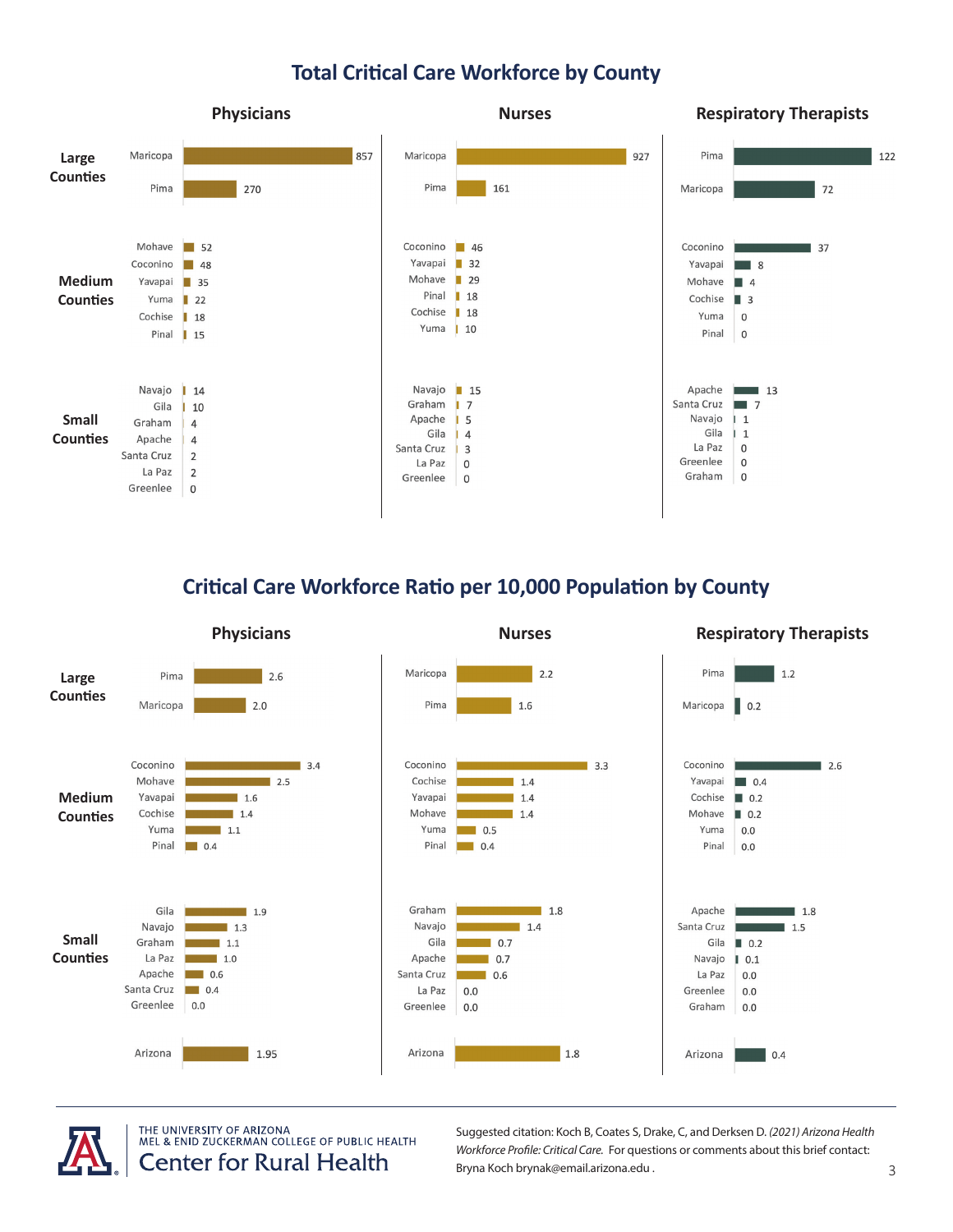## Total Critical Care Workforce by County

### Physicians

| County Size | County | Count |
|---|---|---|
| Large Counties | Maricopa | 857 |
| | Pima | 270 |
| Medium Counties | Mohave | 52 |
| | Coconino | 48 |
| | Yavapai | 35 |
| | Yuma | 22 |
| | Cochise | 18 |
| | Pinal | 15 |
| Small Counties | Navajo | 14 |
| | Gila | 10 |
| | Graham | 4 |
| | Apache | 4 |
| | Santa Cruz | 2 |
| | La Paz | 2 |
| | Greenlee | 0 |

### Nurses

| County Size | County | Count |
|---|---|---|
| Large Counties | Maricopa | 927 |
| | Pima | 161 |
| Medium Counties | Coconino | 46 |
| | Yavapai | 32 |
| | Mohave | 29 |
| | Pinal | 18 |
| | Cochise | 18 |
| | Yuma | 10 |
| Small Counties | Navajo | 15 |
| | Graham | 7 |
| | Apache | 5 |
| | Gila | 4 |
| | Santa Cruz | 3 |
| | La Paz | 0 |
| | Greenlee | 0 |

### Respiratory Therapists

| County Size | County | Count |
|---|---|---|
| Large Counties | Pima | 122 |
| | Maricopa | 72 |
| Medium Counties | Coconino | 37 |
| | Yavapai | 8 |
| | Mohave | 4 |
| | Cochise | 3 |
| | Yuma | 0 |
| | Pinal | 0 |
| Small Counties | Apache | 13 |
| | Santa Cruz | 7 |
| | Navajo | 1 |
| | Gila | 1 |
| | La Paz | 0 |
| | Greenlee | 0 |
| | Graham | 0 |

## Critical Care Workforce Ratio per 10,000 Population by County

### Physicians

| County Size | County | Ratio |
|---|---|---|
| Large Counties | Pima | 2.6 |
| | Maricopa | 2.0 |
| Medium Counties | Coconino | 3.4 |
| | Mohave | 2.5 |
| | Yavapai | 1.6 |
| | Cochise | 1.4 |
| | Yuma | 1.1 |
| | Pinal | 0.4 |
| Small Counties | Gila | 1.9 |
| | Navajo | 1.3 |
| | Graham | 1.1 |
| | La Paz | 1.0 |
| | Apache | 0.6 |
| | Santa Cruz | 0.4 |
| | Greenlee | 0.0 |
| | Arizona | 1.95 |

### Nurses

| County Size | County | Ratio |
|---|---|---|
| Large Counties | Maricopa | 2.2 |
| | Pima | 1.6 |
| Medium Counties | Coconino | 3.3 |
| | Cochise | 1.4 |
| | Yavapai | 1.4 |
| | Mohave | 1.4 |
| | Yuma | 0.5 |
| | Pinal | 0.4 |
| Small Counties | Graham | 1.8 |
| | Navajo | 1.4 |
| | Gila | 0.7 |
| | Apache | 0.7 |
| | Santa Cruz | 0.6 |
| | La Paz | 0.0 |
| | Greenlee | 0.0 |
| | Arizona | 1.8 |

### Respiratory Therapists

| County Size | County | Ratio |
|---|---|---|
| Large Counties | Pima | 1.2 |
| | Maricopa | 0.2 |
| Medium Counties | Coconino | 2.6 |
| | Yavapai | 0.4 |
| | Cochise | 0.2 |
| | Mohave | 0.2 |
| | Yuma | 0.0 |
| | Pinal | 0.0 |
| Small Counties | Apache | 1.8 |
| | Santa Cruz | 1.5 |
| | Gila | 0.2 |
| | Navajo | 0.1 |
| | La Paz | 0.0 |
| | Greenlee | 0.0 |
| | Graham | 0.0 |
| | Arizona | 0.4 |

THE UNIVERSITY OF ARIZONA
MEL & ENID ZUCKERMAN COLLEGE OF PUBLIC HEALTH
Center for Rural Health

Suggested citation: Koch B, Coates S, Drake, C, and Derksen D. *(2021) Arizona Health Workforce Profile: Critical Care.* For questions or comments about this brief contact: Bryna Koch brynak@email.arizona.edu .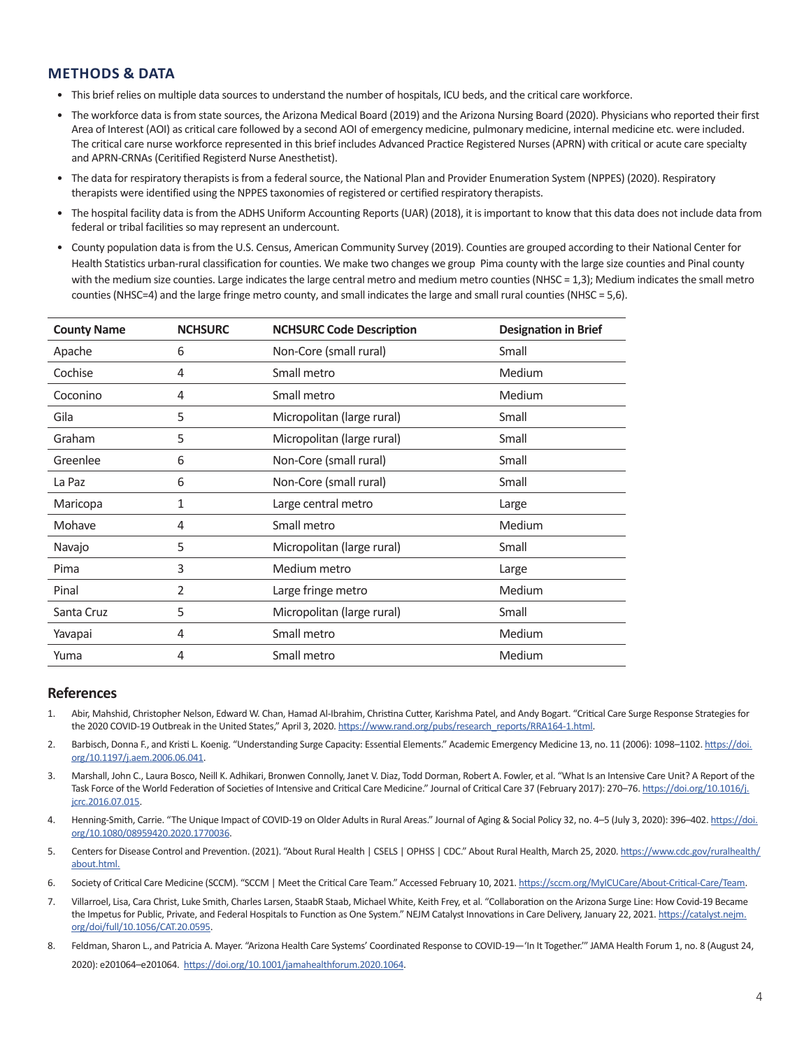## METHODS & DATA

- This brief relies on multiple data sources to understand the number of hospitals, ICU beds, and the critical care workforce.
- The workforce data is from state sources, the Arizona Medical Board (2019) and the Arizona Nursing Board (2020). Physicians who reported their first Area of Interest (AOI) as critical care followed by a second AOI of emergency medicine, pulmonary medicine, internal medicine etc. were included. The critical care nurse workforce represented in this brief includes Advanced Practice Registered Nurses (APRN) with critical or acute care specialty and APRN-CRNAs (Ceritified Registerd Nurse Anesthetist).
- The data for respiratory therapists is from a federal source, the National Plan and Provider Enumeration System (NPPES) (2020). Respiratory therapists were identified using the NPPES taxonomies of registered or certified respiratory therapists.
- The hospital facility data is from the ADHS Uniform Accounting Reports (UAR) (2018), it is important to know that this data does not include data from federal or tribal facilities so may represent an undercount.
- County population data is from the U.S. Census, American Community Survey (2019). Counties are grouped according to their National Center for Health Statistics urban-rural classification for counties. We make two changes we group Pima county with the large size counties and Pinal county with the medium size counties. Large indicates the large central metro and medium metro counties (NHSC = 1,3); Medium indicates the small metro counties (NHSC=4) and the large fringe metro county, and small indicates the large and small rural counties (NHSC = 5,6).

| County Name | NCHSURC | NCHSURC Code Description | Designation in Brief |
|---|---|---|---|
| Apache | 6 | Non-Core (small rural) | Small |
| Cochise | 4 | Small metro | Medium |
| Coconino | 4 | Small metro | Medium |
| Gila | 5 | Micropolitan (large rural) | Small |
| Graham | 5 | Micropolitan (large rural) | Small |
| Greenlee | 6 | Non-Core (small rural) | Small |
| La Paz | 6 | Non-Core (small rural) | Small |
| Maricopa | 1 | Large central metro | Large |
| Mohave | 4 | Small metro | Medium |
| Navajo | 5 | Micropolitan (large rural) | Small |
| Pima | 3 | Medium metro | Large |
| Pinal | 2 | Large fringe metro | Medium |
| Santa Cruz | 5 | Micropolitan (large rural) | Small |
| Yavapai | 4 | Small metro | Medium |
| Yuma | 4 | Small metro | Medium |

## References

1. Abir, Mahshid, Christopher Nelson, Edward W. Chan, Hamad Al-Ibrahim, Christina Cutter, Karishma Patel, and Andy Bogart. "Critical Care Surge Response Strategies for the 2020 COVID-19 Outbreak in the United States," April 3, 2020. https://www.rand.org/pubs/research_reports/RRA164-1.html.
2. Barbisch, Donna F., and Kristi L. Koenig. "Understanding Surge Capacity: Essential Elements." Academic Emergency Medicine 13, no. 11 (2006): 1098–1102. https://doi.org/10.1197/j.aem.2006.06.041.
3. Marshall, John C., Laura Bosco, Neill K. Adhikari, Bronwen Connolly, Janet V. Diaz, Todd Dorman, Robert A. Fowler, et al. "What Is an Intensive Care Unit? A Report of the Task Force of the World Federation of Societies of Intensive and Critical Care Medicine." Journal of Critical Care 37 (February 2017): 270–76. https://doi.org/10.1016/j.jcrc.2016.07.015.
4. Henning-Smith, Carrie. "The Unique Impact of COVID-19 on Older Adults in Rural Areas." Journal of Aging & Social Policy 32, no. 4–5 (July 3, 2020): 396–402. https://doi.org/10.1080/08959420.2020.1770036.
5. Centers for Disease Control and Prevention. (2021). "About Rural Health | CSELS | OPHSS | CDC." About Rural Health, March 25, 2020. https://www.cdc.gov/ruralhealth/about.html.
6. Society of Critical Care Medicine (SCCM). "SCCM | Meet the Critical Care Team." Accessed February 10, 2021. https://sccm.org/MyICUCare/About-Critical-Care/Team.
7. Villarroel, Lisa, Cara Christ, Luke Smith, Charles Larsen, StaabR Staab, Michael White, Keith Frey, et al. "Collaboration on the Arizona Surge Line: How Covid-19 Became the Impetus for Public, Private, and Federal Hospitals to Function as One System." NEJM Catalyst Innovations in Care Delivery, January 22, 2021. https://catalyst.nejm.org/doi/full/10.1056/CAT.20.0595.
8. Feldman, Sharon L., and Patricia A. Mayer. "Arizona Health Care Systems' Coordinated Response to COVID-19—'In It Together.'" JAMA Health Forum 1, no. 8 (August 24, 2020): e201064–e201064. https://doi.org/10.1001/jamahealthforum.2020.1064.